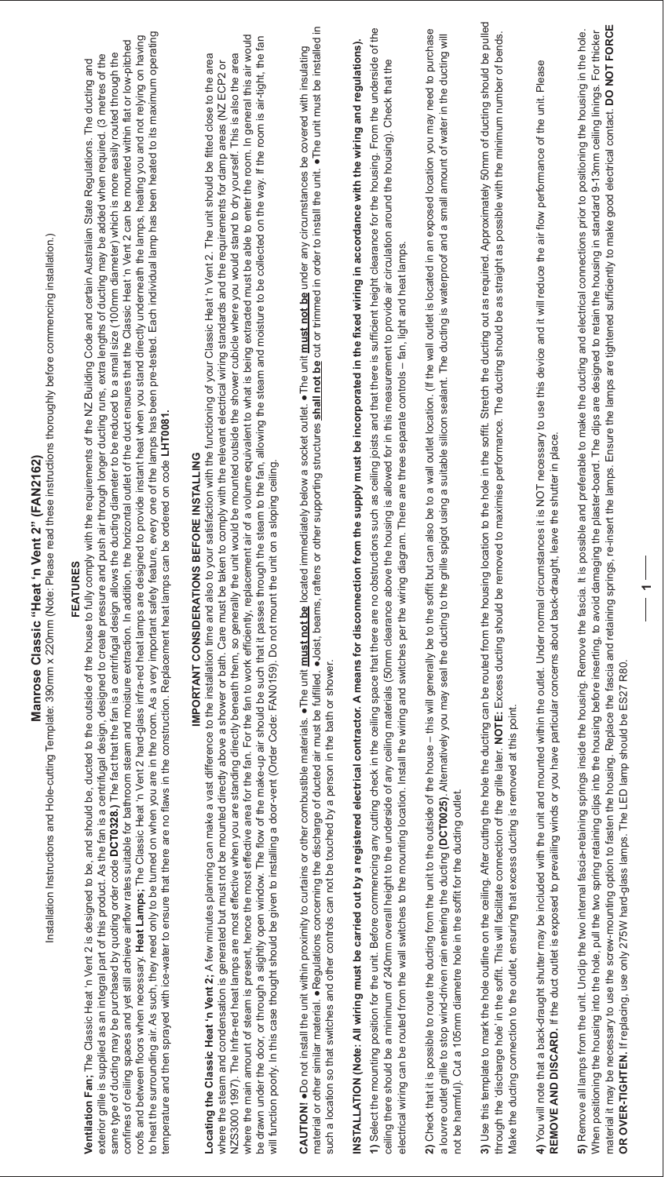# Manrose Classic "Heat 'n Vent 2" (FAN2162)

Installation Instructions and Hole-cutting Template: 390mm x 220mm (Note: Please read these instructions thoroughly before commencing installation.)

## FEATURES

**Ventilation Fan;** The Classic Heat 'n Vent 2 is designed to be, and should be, ducted to the outside of the house to fully comply with the requirements of the NZ Building Code and certain Australian State Regulations. The ducting and exterior grille is supplied as an integral part of this product. As the fan is a centrifugal design, designed to create pressure and push air through longer ducting runs, extra lengths of ducting may be added when required. (3 metres of the same type of ducting may be purchased by quoting order code **DCT0328.**) The fact that the fan is a centrifugal design allows the ducting diameter to be reduced to a small size (100mm diameter) which is more easily routed through the confines of ceiling spaces and yet still achieve airflow rates suitable for bathroom steam and moisture extraction. In addition, the horizontal outlet of the duct ensures that the Classic Heat 'n Vent 2 can be mounted within flat or low-pitched roofs and between floors when necessary. **Heat Lamps;** The Classic Heat 'n Vent 2 hard-glass infra-red heat lamps are designed to provide instant heat when you stand directly underneath the lamps, heating you and not relying on having to heat the surrounding air. As such, they need only to be turned on when you are in the room. As a very important safety feature, every one of the lamps has been pre-tested. Each individual lamp has been heated to its maximum operating temperature and then sprayed with ice-water to ensure that there are no flaws in the construction. Replacement heat lamps can be ordered on code **LHT0081.**

## IMPORTANT CONSIDERATIONS BEFORE INSTALLING

**Locating the Classic Heat 'n Vent 2;** A few minutes planning can make a vast difference to the installation time and also to your satisfaction with the functioning of your Classic Heat 'n Vent 2. The unit should be fitted close to the area where the steam and condensation is generated but must not be mounted directly above a shower or bath. Care must be taken to comply with the relevant electrical wiring standards and the requirements for damp areas (NZ ECP2 or NZS3000 1997). The Infra-red heat lamps are most effective when you are standing directly beneath them, so generally the unit would be mounted outside the shower cubicle where you would stand to dry yourself. This is also the area where the main amount of steam is present, hence the most effective area for the fan. For the fan to work efficiently, replacement air of a volume equivalent to what is being extracted must be able to enter the room. In general this air would be drawn under the door, or through a slightly open window. The flow of the make-up air should be such that it passes through the steam to the fan, allowing the steam and moisture to be collected on the way. If the room is air-tight, the fan will function poorly. In this case thought should be given to installing a door-vent (Order Code: FAN0159). Do not mount the unit on a sloping ceiling.

**CAUTION!** •Do not install the unit within proximity to curtains or other combustible materials. •The unit **must not be** located immediately below a socket outlet. • The unit **must not be** under any circumstances be covered with insulating material or other similar material. •Regulations concerning the discharge of ducted air must be fulfilled. •Joist, beams, rafters or other supporting structures **shall not be** cut or trimmed in order to install the unit. •The unit must be installed in such a location so that switches and other controls can not be touched by a person in the bath or shower.

**INSTALLATION (Note: All wiring must be carried out by a registered electrical contractor. A means for disconnection from the supply must be incorporated in the fixed wiring in accordance with the wiring and regulations).**

**1)** Select the mounting position for the unit. Before commencing any cutting check in the ceiling space that there are no obstructions such as ceiling joists and that there is sufficient height clearance for the housing. From the underside of the ceiling there should be a minimum of 240mm overall height to the underside of any ceiling materials (50mm clearance above the housing is allowed for in this measurement to provide air circulation around the housing). Check that the electrical wiring can be routed from the wall switches to the mounting location. Install the wiring and switches per the wiring diagram. There are three separate controls – fan, light and heat lamps.

**2)** Check that it is possible to route the ducting from the unit to the outside of the house – this will generally be to the soffit but can also be to a wall outlet location. (If the wall outlet is located in an exposed location you may need to purchase a louvre outlet grille to stop wind-driven rain entering the ducting (**DCT0025**). Alternatively you may seal the ducting to the grille spigot using a suitable silicon sealant. The ducting is waterproof and a small amount of water in the ducting will not be harmful). Cut a 105mm diametre hole in the soffit for the ducting outlet.

**3)** Use this template to mark the hole outline on the ceiling. After cutting the hole the ducting can be routed from the housing location to the hole in the soffit. Stretch the ducting out as required. Approximately 50mm of ducting should be pulled through the 'discharge hole' in the soffit. This will facilitate connection of the grille later. **NOTE:** Excess ducting should be removed to maximise performance. The ducting should be as straight as possible with the minimum number of bends. Make the ducting connection to the outlet, ensuring that excess ducting is removed at this point.

**4)** You will note that a back-draught shutter may be included with the unit and mounted within the outlet. Under normal circumstances it is NOT necessary to use this device and it will reduce the air flow performance of the unit. Please **REMOVE AND DISCARD.** If the duct outlet is exposed to prevailing winds or you have particular concerns about back-draught, leave the shutter in place.

**5)** Remove all lamps from the unit. Unclip the two internal fascia-retaining springs inside the housing. Remove the fascia. It is possible and preferable to make the ducting and electrical connections prior to positioning the housing in the hole. When positioning the housing into the hole, pull the two spring retaining clips into the housing before inserting, to avoid damaging the plaster-board. The clips are designed to retain the housing in standard 9-13mm ceiling linings. For thicker material it may be necessary to use the screw-mounting option to fasten the housing. Replace the fascia and retaining springs, re-insert the lamps. Ensure the lamps are tightened sufficiently to make good electrical contact. **DO NOT FORCE OR OVER-TIGHTEN.** If replacing, use only 275W hard-glass lamps. The LED lamp should be ES27 R80.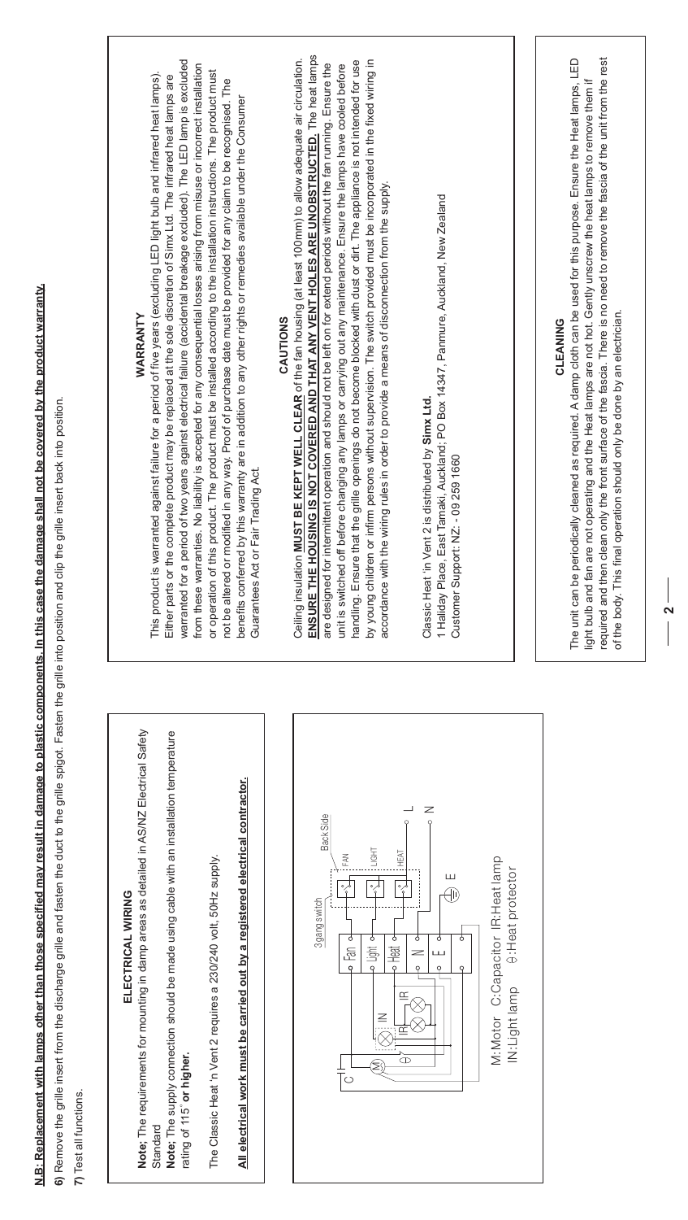**N.B: Replacement with lamps other than those specified may result in damage to plastic components. In this case the damage shall not be covered by the product warranty.**

**6)** Remove the grille insert from the discharge grille and fasten the duct to the grille spigot. Fasten the grille into position and clip the grille insert back into position.

**7)** Test all functions.

## ELECTRICAL WIRING

**Note;** The requirements for mounting in damp areas as detailed in AS/NZ Electrical Safety Standard

**Note;** The supply connection should be made using cable with an installation temperature rating of 115° **or higher.**

The Classic Heat 'n Vent 2 requires a 230/240 volt, 50Hz supply.

**All electrical work must be carried out by a registered electrical contractor.**

3 gang switch

Back Side

FAN

LIGHT

HEAT

Fan

Light

Heat

N

E

L

N

E

C

M

θ

IN

IR

IR

M:Motor C:Capacitor IR:Heat lamp

IN:Light lamp θ:Heat protector

## WARRANTY

This product is warranted against failure for a period of five years (excluding LED light bulb and infrared heat lamps). Either parts or the complete product may be replaced at the sole discretion of Simx Ltd. The infrared heat lamps are warranted for a period of two years against electrical failure (accidental breakage excluded). The LED lamp is excluded from these warranties. No liability is accepted for any consequential losses arising from misuse or incorrect installation or operation of this product. The product must be installed according to the installation instructions. The product must not be altered or modified in any way. Proof of purchase date must be provided for any claim to be recognised. The benefits conferred by this warranty are in addition to any other rights or remedies available under the Consumer Guarantees Act or Fair Trading Act.

## CAUTIONS

Ceiling insulation **MUST BE KEPT WELL CLEAR** of the fan housing (at least 100mm) to allow adequate air circulation. **ENSURE THE HOUSING IS NOT COVERED AND THAT ANY VENT HOLES ARE UNOBSTRUCTED.** The heat lamps are designed for intermittent operation and should not be left on for extend periods without the fan running. Ensure the unit is switched off before changing any lamps or carrying out any maintenance. Ensure the lamps have cooled before handling. Ensure that the grille openings do not become blocked with dust or dirt. The appliance is not intended for use by young children or infirm persons without supervision. The switch provided must be incorporated in the fixed wiring in accordance with the wiring rules in order to provide a means of disconnection from the supply.

Classic Heat 'in Vent 2 is distributed by **Simx Ltd.**

1 Haliday Place, East Tamaki, Auckland; PO Box 14347, Panmure, Auckland, New Zealand

Customer Support: NZ - 09 259 1660

## CLEANING

The unit can be periodically cleaned as required. A damp cloth can be used for this purpose. Ensure the Heat lamps, LED light bulb and fan are not operating and the Heat lamps are not hot. Gently unscrew the heat lamps to remove them if required and then clean only the front surface of the fascia. There is no need to remove the fascia of the unit from the rest of the body. This final operation should only be done by an electrician.